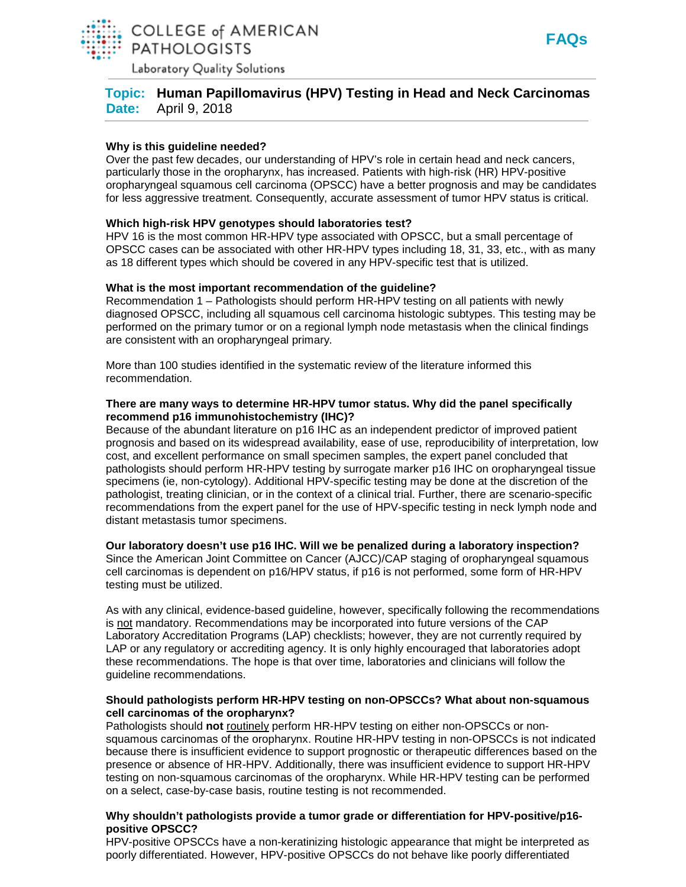COLLEGE of AMERICAN PATHOLOGISTS

Laboratory Quality Solutions

**FAQs**

**Topic: Human Papillomavirus (HPV) Testing in Head and Neck Carcinomas**
**Date:** April 9, 2018

### Why is this guideline needed?

Over the past few decades, our understanding of HPV's role in certain head and neck cancers, particularly those in the oropharynx, has increased. Patients with high-risk (HR) HPV-positive oropharyngeal squamous cell carcinoma (OPSCC) have a better prognosis and may be candidates for less aggressive treatment. Consequently, accurate assessment of tumor HPV status is critical.

### Which high-risk HPV genotypes should laboratories test?

HPV 16 is the most common HR-HPV type associated with OPSCC, but a small percentage of OPSCC cases can be associated with other HR-HPV types including 18, 31, 33, etc., with as many as 18 different types which should be covered in any HPV-specific test that is utilized.

### What is the most important recommendation of the guideline?

Recommendation 1 – Pathologists should perform HR-HPV testing on all patients with newly diagnosed OPSCC, including all squamous cell carcinoma histologic subtypes. This testing may be performed on the primary tumor or on a regional lymph node metastasis when the clinical findings are consistent with an oropharyngeal primary.

More than 100 studies identified in the systematic review of the literature informed this recommendation.

### There are many ways to determine HR-HPV tumor status. Why did the panel specifically recommend p16 immunohistochemistry (IHC)?

Because of the abundant literature on p16 IHC as an independent predictor of improved patient prognosis and based on its widespread availability, ease of use, reproducibility of interpretation, low cost, and excellent performance on small specimen samples, the expert panel concluded that pathologists should perform HR-HPV testing by surrogate marker p16 IHC on oropharyngeal tissue specimens (ie, non-cytology). Additional HPV-specific testing may be done at the discretion of the pathologist, treating clinician, or in the context of a clinical trial. Further, there are scenario-specific recommendations from the expert panel for the use of HPV-specific testing in neck lymph node and distant metastasis tumor specimens.

### Our laboratory doesn't use p16 IHC. Will we be penalized during a laboratory inspection?

Since the American Joint Committee on Cancer (AJCC)/CAP staging of oropharyngeal squamous cell carcinomas is dependent on p16/HPV status, if p16 is not performed, some form of HR-HPV testing must be utilized.

As with any clinical, evidence-based guideline, however, specifically following the recommendations is not mandatory. Recommendations may be incorporated into future versions of the CAP Laboratory Accreditation Programs (LAP) checklists; however, they are not currently required by LAP or any regulatory or accrediting agency. It is only highly encouraged that laboratories adopt these recommendations. The hope is that over time, laboratories and clinicians will follow the guideline recommendations.

### Should pathologists perform HR-HPV testing on non-OPSCCs? What about non-squamous cell carcinomas of the oropharynx?

Pathologists should **not** routinely perform HR-HPV testing on either non-OPSCCs or non-squamous carcinomas of the oropharynx. Routine HR-HPV testing in non-OPSCCs is not indicated because there is insufficient evidence to support prognostic or therapeutic differences based on the presence or absence of HR-HPV. Additionally, there was insufficient evidence to support HR-HPV testing on non-squamous carcinomas of the oropharynx. While HR-HPV testing can be performed on a select, case-by-case basis, routine testing is not recommended.

### Why shouldn't pathologists provide a tumor grade or differentiation for HPV-positive/p16-positive OPSCC?

HPV-positive OPSCCs have a non-keratinizing histologic appearance that might be interpreted as poorly differentiated. However, HPV-positive OPSCCs do not behave like poorly differentiated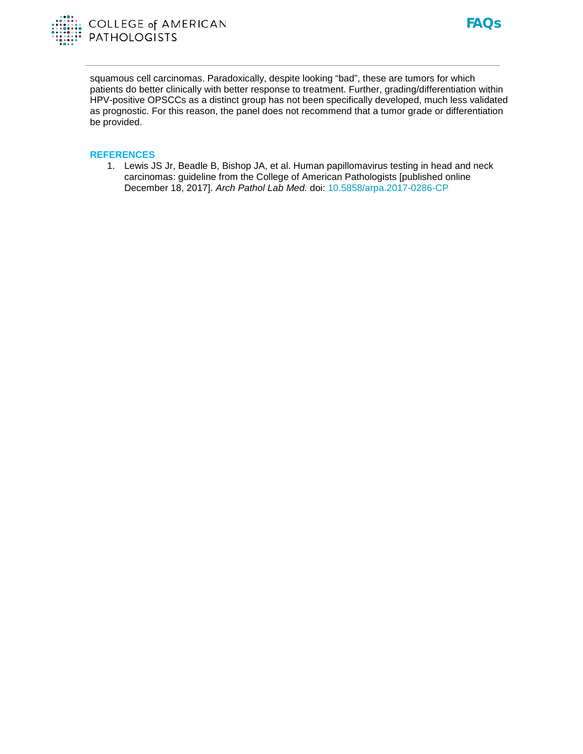squamous cell carcinomas. Paradoxically, despite looking "bad", these are tumors for which patients do better clinically with better response to treatment. Further, grading/differentiation within HPV-positive OPSCCs as a distinct group has not been specifically developed, much less validated as prognostic. For this reason, the panel does not recommend that a tumor grade or differentiation be provided.

## REFERENCES

1. Lewis JS Jr, Beadle B, Bishop JA, et al. Human papillomavirus testing in head and neck carcinomas: guideline from the College of American Pathologists [published online December 18, 2017]. *Arch Pathol Lab Med.* doi: 10.5858/arpa.2017-0286-CP